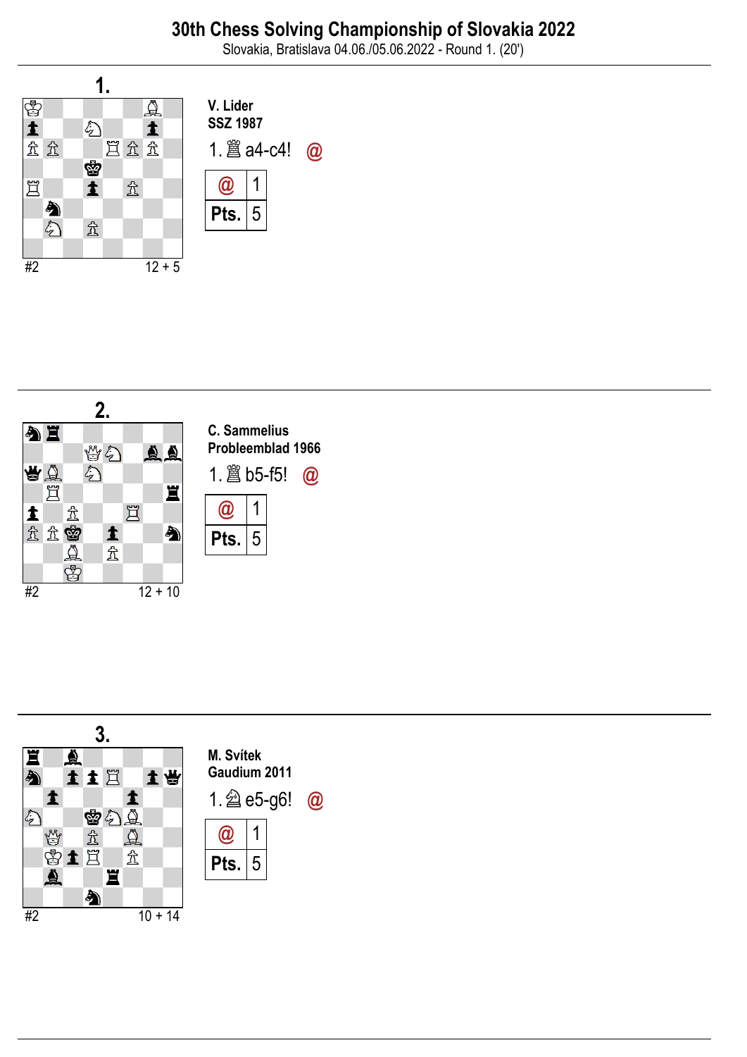# 30th Chess Solving Championship of Slovakia 2022

Slovakia, Bratislava 04.06./05.06.2022 - Round 1. (20')

## 1.

#2 12 + 5

**V. Lider**
**SSZ 1987**

1. ♖a4-c4! @

| @ | 1 |
|---|---|
| **Pts.** | 5 |

## 2.

#2 12 + 10

**C. Sammelius**
**Probleemblad 1966**

1. ♖b5-f5! @

| @ | 1 |
|---|---|
| **Pts.** | 5 |

## 3.

#2 10 + 14

**M. Svítek**
**Gaudium 2011**

1. ♘e5-g6! @

| @ | 1 |
|---|---|
| **Pts.** | 5 |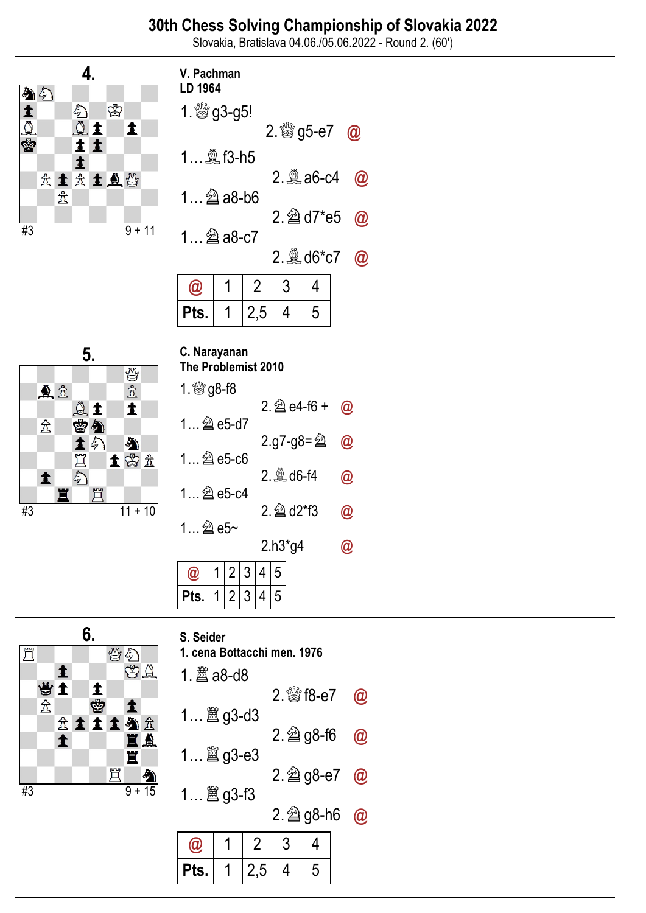# 30th Chess Solving Championship of Slovakia 2022

Slovakia, Bratislava 04.06./05.06.2022 - Round 2. (60')

## 4.

#3 9 + 11

**V. Pachman**
**LD 1964**

1. ♕g3-g5!
2. ♕g5-e7 @

1… ♗f3-h5
2. ♗a6-c4 @

1… ♘a8-b6
2. ♘d7*e5 @

1… ♘a8-c7
2. ♗d6*c7 @

| @ | 1 | 2 | 3 | 4 |
|---|---|---|---|---|
| Pts. | 1 | 2,5 | 4 | 5 |

## 5.

#3 11 + 10

**C. Narayanan**
**The Problemist 2010**

1. ♕g8-f8
2. ♘e4-f6 + @

1… ♘e5-d7
2.g7-g8=♘ @

1… ♘e5-c6
2. ♗d6-f4 @

1… ♘e5-c4
2. ♘d2*f3 @

1… ♘e5~
2.h3*g4 @

| @ | 1 | 2 | 3 | 4 | 5 |
|---|---|---|---|---|---|
| Pts. | 1 | 2 | 3 | 4 | 5 |

## 6.

#3 9 + 15

**S. Seider**
**1. cena Bottacchi men. 1976**

1. ♖a8-d8
2. ♕f8-e7 @

1… ♖g3-d3
2. ♘g8-f6 @

1… ♖g3-e3
2. ♘g8-e7 @

1… ♖g3-f3
2. ♘g8-h6 @

| @ | 1 | 2 | 3 | 4 |
|---|---|---|---|---|
| Pts. | 1 | 2,5 | 4 | 5 |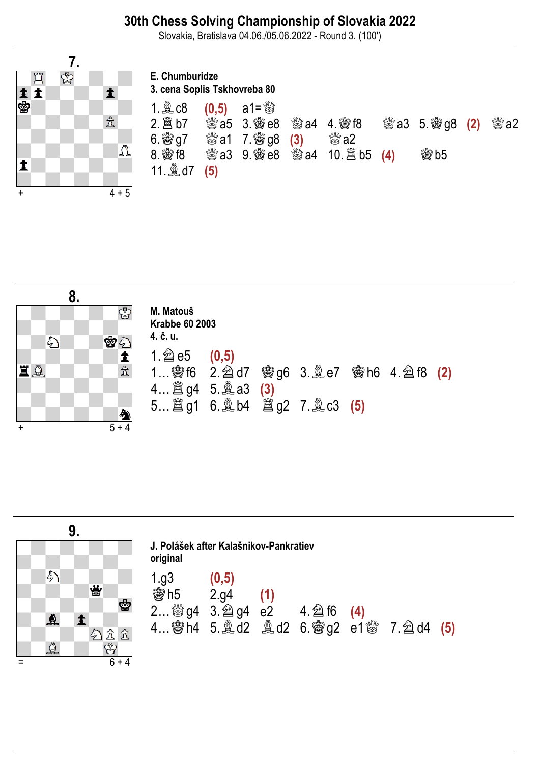# 30th Chess Solving Championship of Slovakia 2022

Slovakia, Bratislava 04.06./05.06.2022 - Round 3. (100')

## 7.

+ 4 + 5

**E. Chumburidze**
**3. cena Soplis Tskhovreba 80**

1.♗c8 **(0,5)** a1=♕
2.♖b7 ♕a5 3.♔e8 ♕a4 4.♔f8 ♕a3 5.♔g8 **(2)** ♕a2
6.♔g7 ♕a1 7.♔g8 **(3)** ♕a2
8.♔f8 ♕a3 9.♔e8 ♕a4 10.♖b5 **(4)** ♔b5
11.♗d7 **(5)**

## 8.

+ 5 + 4

**M. Matouš**
**Krabbe 60 2003**
**4. č. u.**

1.♘e5 **(0,5)**
1…♔f6 2.♘d7 ♔g6 3.♗e7 ♔h6 4.♘f8 **(2)**
4…♖g4 5.♗a3 **(3)**
5…♖g1 6.♗b4 ♖g2 7.♗c3 **(5)**

## 9.

= 6 + 4

**J. Polášek after Kalašnikov-Pankratiev**
**original**

1.g3 **(0,5)**
♔h5 2.g4 **(1)**
2…♕g4 3.♘g4 e2 4.♘f6 **(4)**
4…♔h4 5.♗d2 ♗d2 6.♔g2 e1♕ 7.♘d4 **(5)**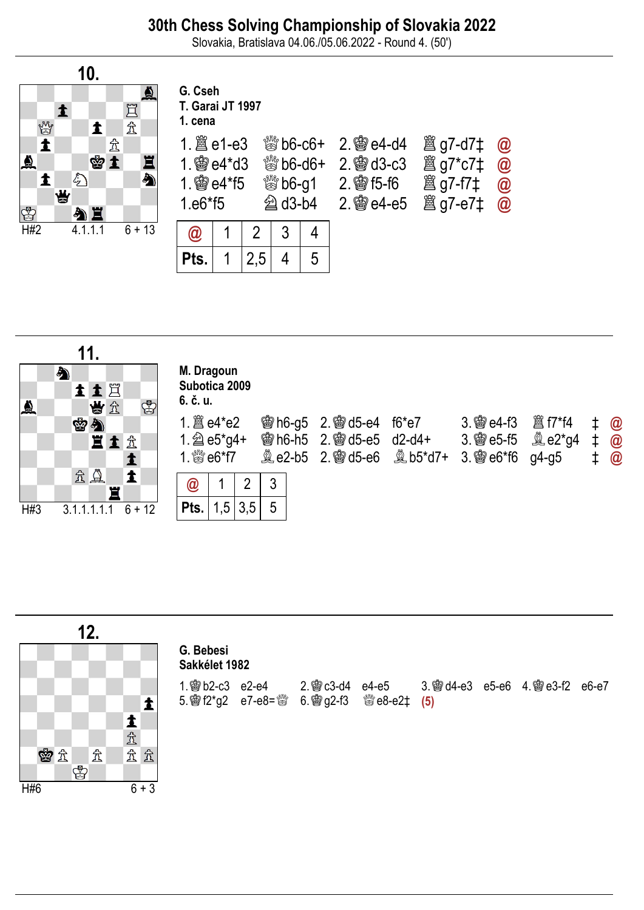# 30th Chess Solving Championship of Slovakia 2022

Slovakia, Bratislava 04.06./05.06.2022 - Round 4. (50')

## 10.

H#2 4.1.1.1 6 + 13

**G. Cseh**
**T. Garai JT 1997**
**1. cena**

1. ♖e1-e3 ♕b6-c6+ 2. ♔e4-d4 ♖g7-d7‡ @
1. ♔e4*d3 ♕b6-d6+ 2. ♔d3-c3 ♖g7*c7‡ @
1. ♔e4*f5 ♕b6-g1 2. ♔f5-f6 ♖g7-f7‡ @
1. e6*f5 ♘d3-b4 2. ♔e4-e5 ♖g7-e7‡ @

| @ | 1 | 2 | 3 | 4 |
|---|---|---|---|---|
| Pts. | 1 | 2,5 | 4 | 5 |

## 11.

H#3 3.1.1.1.1.1 6 + 12

**M. Dragoun**
**Subotica 2009**
**6. č. u.**

1. ♖e4*e2 ♔h6-g5 2. ♔d5-e4 f6*e7 3. ♔e4-f3 ♖f7*f4 ‡ @
1. ♘e5*g4+ ♔h6-h5 2. ♔d5-e5 d2-d4+ 3. ♔e5-f5 ♗e2*g4 ‡ @
1. ♕e6*f7 ♗e2-b5 2. ♔d5-e6 ♗b5*d7+ 3. ♔e6*f6 g4-g5 ‡ @

| @ | 1 | 2 | 3 |
|---|---|---|---|
| Pts. | 1,5 | 3,5 | 5 |

## 12.

H#6 6 + 3

**G. Bebesi**
**Sakkélet 1982**

1. ♔b2-c3 e2-e4 2. ♔c3-d4 e4-e5 3. ♔d4-e3 e5-e6 4. ♔e3-f2 e6-e7 5. ♔f2*g2 e7-e8=♕ 6. ♔g2-f3 ♕e8-e2‡ (5)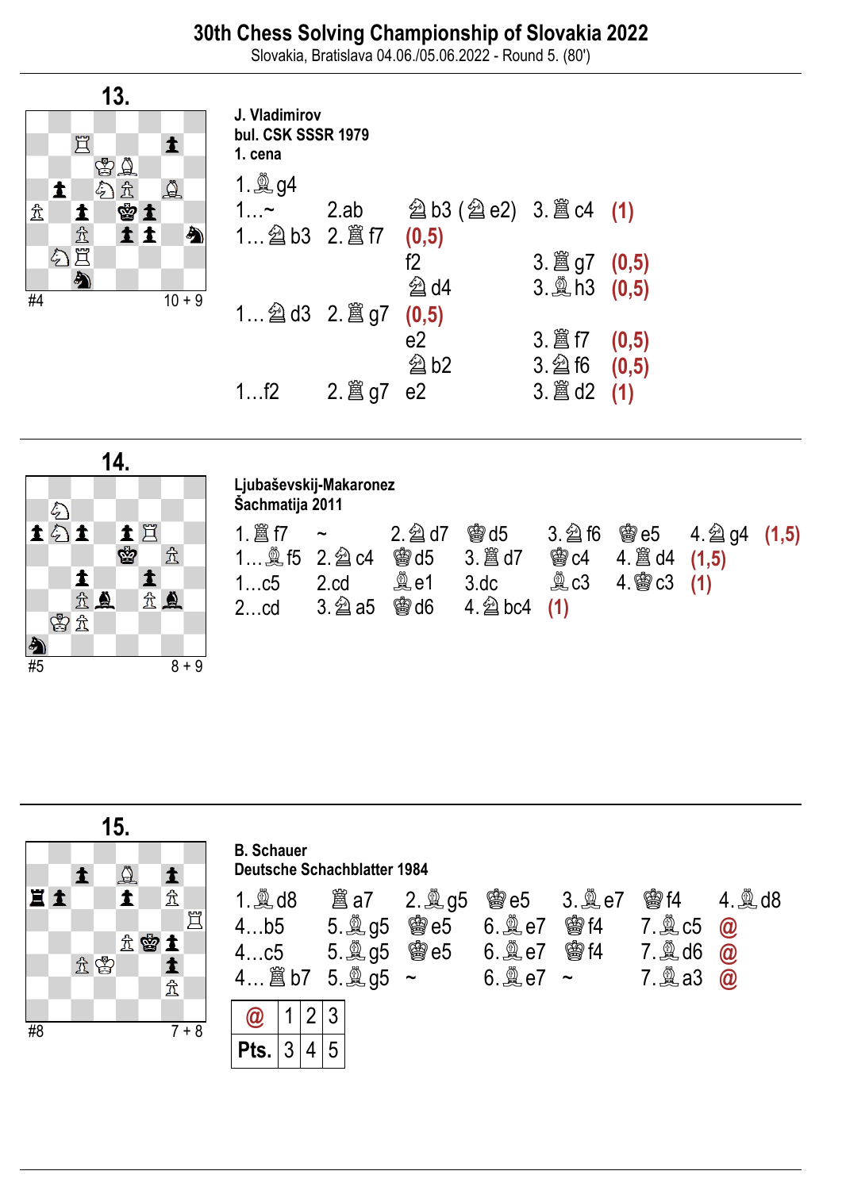# 30th Chess Solving Championship of Slovakia 2022

Slovakia, Bratislava 04.06./05.06.2022 - Round 5. (80')

## 13.

#4 10 + 9

**J. Vladimirov**
**bul. CSK SSSR 1979**
**1. cena**

1.♗g4

| | | | | |
|---|---|---|---|---|
| 1…~ | 2.ab | ♘b3 (♘e2) | 3.♖c4 | (1) |
| 1…♘b3 | 2.♖f7 | (0,5) | | |
| | | f2 | 3.♖g7 | (0,5) |
| | | ♘d4 | 3.♗h3 | (0,5) |
| 1…♘d3 | 2.♖g7 | (0,5) | | |
| | | e2 | 3.♖f7 | (0,5) |
| | | ♘b2 | 3.♘f6 | (0,5) |
| 1…f2 | 2.♖g7 | e2 | 3.♖d2 | (1) |

## 14.

#5 8 + 9

**Ljubaševskij-Makaronez**
**Šachmatija 2011**

| | | | | | | | | |
|---|---|---|---|---|---|---|---|---|
| 1.♖f7 | ~ | 2.♘d7 | ♔d5 | 3.♘f6 | ♔e5 | 4.♘g4 | (1,5) | |
| 1…♗f5 | 2.♘c4 | ♔d5 | 3.♖d7 | ♔c4 | 4.♖d4 | (1,5) | | |
| 1…c5 | 2.cd | ♗e1 | 3.dc | ♗c3 | 4.♔c3 | (1) | | |
| 2…cd | 3.♘a5 | ♔d6 | 4.♘bc4 | (1) | | | | |

## 15.

#8 7 + 8

**B. Schauer**
**Deutsche Schachblatter 1984**

| | | | | | | | |
|---|---|---|---|---|---|---|---|
| 1.♗d8 | ♖a7 | 2.♗g5 | ♔e5 | 3.♗e7 | ♔f4 | 4.♗d8 | |
| 4…b5 | 5.♗g5 | ♔e5 | 6.♗e7 | ♔f4 | 7.♗c5 | @ | |
| 4…c5 | 5.♗g5 | ♔e5 | 6.♗e7 | ♔f4 | 7.♗d6 | @ | |
| 4…♖b7 | 5.♗g5 | ~ | 6.♗e7 | ~ | 7.♗a3 | @ | |

| @ | 1 | 2 | 3 |
|---|---|---|---|
| Pts. | 3 | 4 | 5 |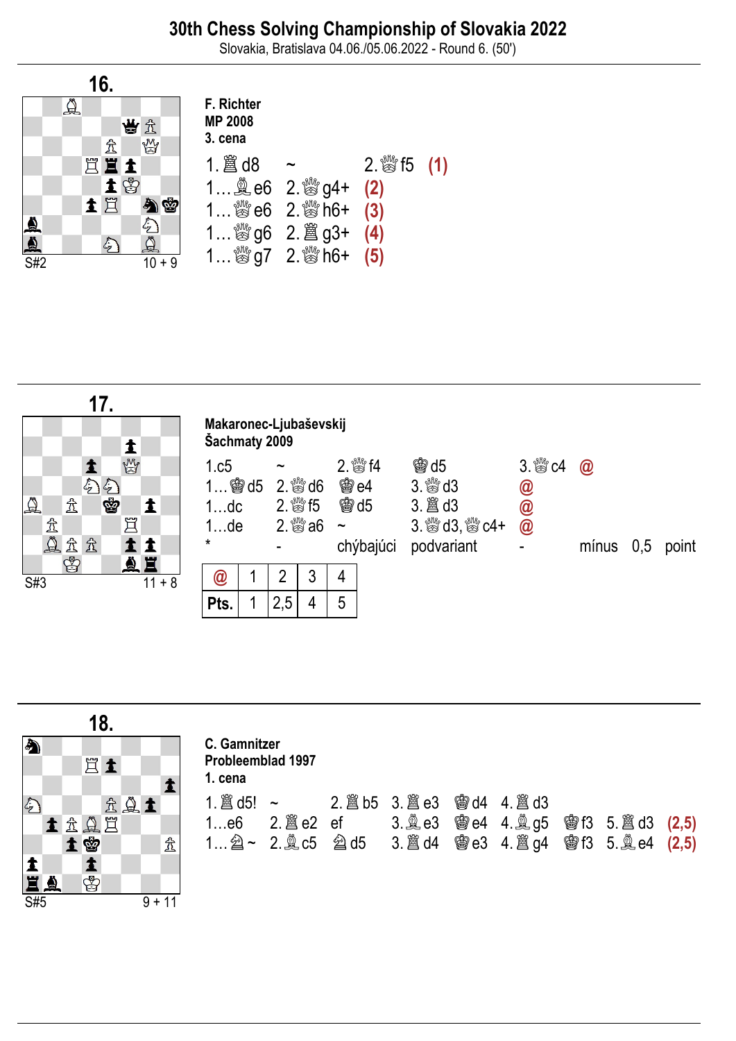# 30th Chess Solving Championship of Slovakia 2022

Slovakia, Bratislava 04.06./05.06.2022 - Round 6. (50')

## 16.

S#2 10 + 9

**F. Richter**
**MP 2008**
**3. cena**

1.♖d8 ~ 2.♕f5 **(1)**
1…♗e6 2.♕g4+ **(2)**
1…♕e6 2.♕h6+ **(3)**
1…♕g6 2.♖g3+ **(4)**
1…♕g7 2.♕h6+ **(5)**

## 17.

S#3 11 + 8

**Makaronec-Ljubaševskij**
**Šachmaty 2009**

1.c5 ~ 2.♕f4 ♚d5 3.♕c4 **@**
1…♚d5 2.♕d6 ♚e4 3.♕d3 **@**
1…dc 2.♕f5 ♚d5 3.♖d3 **@**
1…de 2.♕a6 ~ 3.♕d3, ♕c4+ **@**
* - chýbajúci podvariant - mínus 0,5 point

| @ | 1 | 2 | 3 | 4 |
|---|---|---|---|---|
| Pts. | 1 | 2,5 | 4 | 5 |

## 18.

S#5 9 + 11

**C. Gamnitzer**
**Probleemblad 1997**
**1. cena**

1.♖d5! ~ 2.♖b5 3.♖e3 ♚d4 4.♖d3
1…e6 2.♖e2 ef 3.♗e3 ♚e4 4.♗g5 ♚f3 5.♖d3 **(2,5)**
1…♘~ 2.♗c5 ♘d5 3.♖d4 ♚e3 4.♖g4 ♚f3 5.♗e4 **(2,5)**